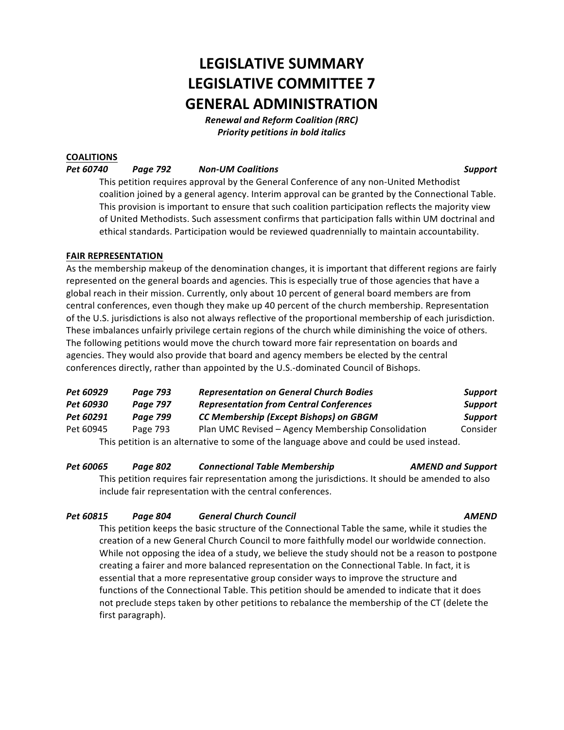# LEGISLATIVE SUMMARY
# LEGISLATIVE COMMITTEE 7
# GENERAL ADMINISTRATION

***Renewal and Reform Coalition (RRC)***
***Priority petitions in bold italics***

**COALITIONS**

***Pet 60740 Page 792 Non-UM Coalitions Support***

This petition requires approval by the General Conference of any non-United Methodist coalition joined by a general agency. Interim approval can be granted by the Connectional Table. This provision is important to ensure that such coalition participation reflects the majority view of United Methodists. Such assessment confirms that participation falls within UM doctrinal and ethical standards. Participation would be reviewed quadrennially to maintain accountability.

**FAIR REPRESENTATION**

As the membership makeup of the denomination changes, it is important that different regions are fairly represented on the general boards and agencies. This is especially true of those agencies that have a global reach in their mission. Currently, only about 10 percent of general board members are from central conferences, even though they make up 40 percent of the church membership. Representation of the U.S. jurisdictions is also not always reflective of the proportional membership of each jurisdiction. These imbalances unfairly privilege certain regions of the church while diminishing the voice of others. The following petitions would move the church toward more fair representation on boards and agencies. They would also provide that board and agency members be elected by the central conferences directly, rather than appointed by the U.S.-dominated Council of Bishops.

| | | | |
|---|---|---|---|
| ***Pet 60929*** | ***Page 793*** | ***Representation on General Church Bodies*** | ***Support*** |
| ***Pet 60930*** | ***Page 797*** | ***Representation from Central Conferences*** | ***Support*** |
| ***Pet 60291*** | ***Page 799*** | ***CC Membership (Except Bishops) on GBGM*** | ***Support*** |
| Pet 60945 | Page 793 | Plan UMC Revised – Agency Membership Consolidation | Consider |

This petition is an alternative to some of the language above and could be used instead.

***Pet 60065 Page 802 Connectional Table Membership AMEND and Support***

This petition requires fair representation among the jurisdictions. It should be amended to also include fair representation with the central conferences.

***Pet 60815 Page 804 General Church Council AMEND***

This petition keeps the basic structure of the Connectional Table the same, while it studies the creation of a new General Church Council to more faithfully model our worldwide connection. While not opposing the idea of a study, we believe the study should not be a reason to postpone creating a fairer and more balanced representation on the Connectional Table. In fact, it is essential that a more representative group consider ways to improve the structure and functions of the Connectional Table. This petition should be amended to indicate that it does not preclude steps taken by other petitions to rebalance the membership of the CT (delete the first paragraph).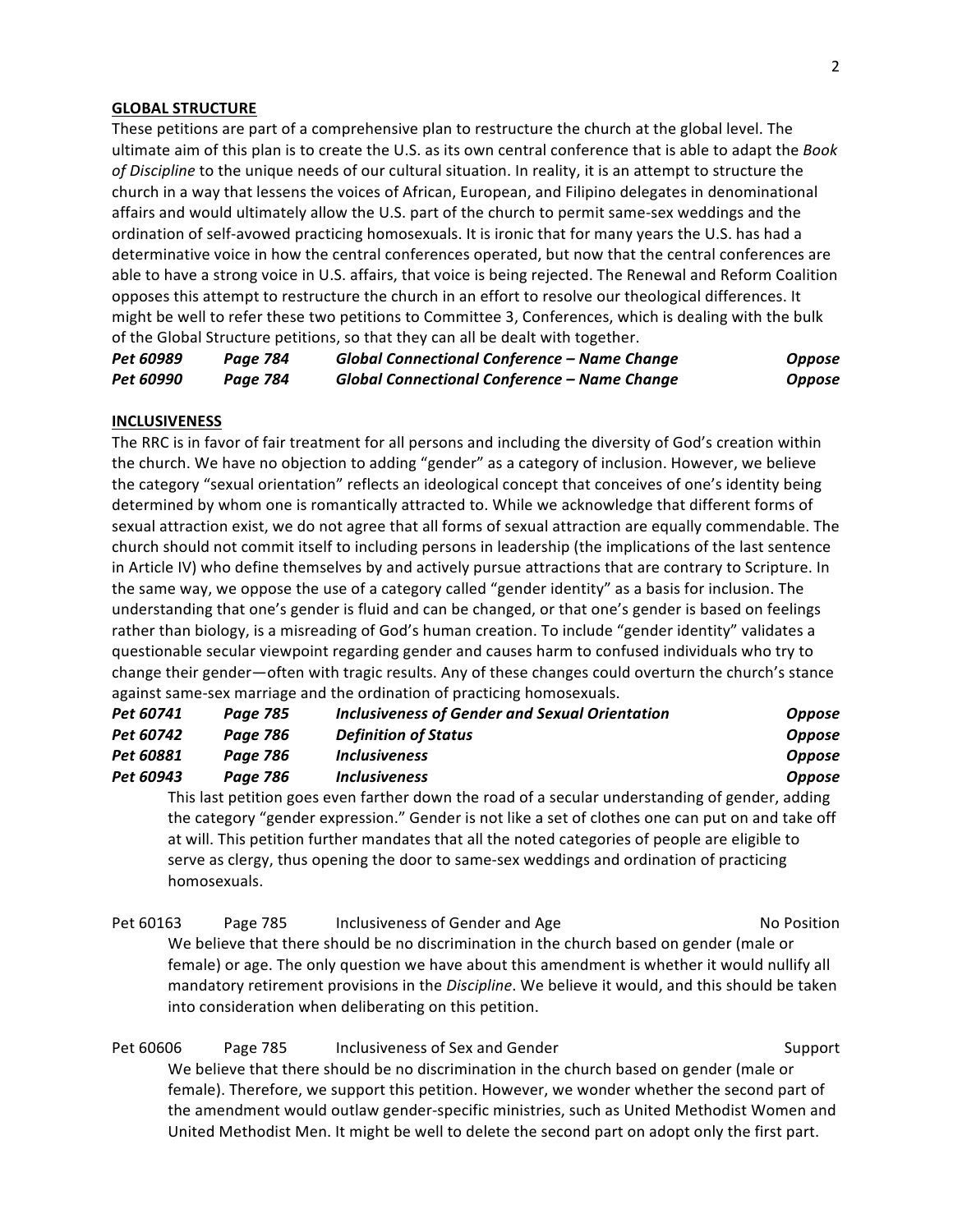**GLOBAL STRUCTURE**

These petitions are part of a comprehensive plan to restructure the church at the global level. The ultimate aim of this plan is to create the U.S. as its own central conference that is able to adapt the *Book of Discipline* to the unique needs of our cultural situation. In reality, it is an attempt to structure the church in a way that lessens the voices of African, European, and Filipino delegates in denominational affairs and would ultimately allow the U.S. part of the church to permit same-sex weddings and the ordination of self-avowed practicing homosexuals. It is ironic that for many years the U.S. has had a determinative voice in how the central conferences operated, but now that the central conferences are able to have a strong voice in U.S. affairs, that voice is being rejected. The Renewal and Reform Coalition opposes this attempt to restructure the church in an effort to resolve our theological differences. It might be well to refer these two petitions to Committee 3, Conferences, which is dealing with the bulk of the Global Structure petitions, so that they can all be dealt with together.

| | | | |
|---|---|---|---|
| ***Pet 60989*** | ***Page 784*** | ***Global Connectional Conference – Name Change*** | ***Oppose*** |
| ***Pet 60990*** | ***Page 784*** | ***Global Connectional Conference – Name Change*** | ***Oppose*** |

**INCLUSIVENESS**

The RRC is in favor of fair treatment for all persons and including the diversity of God's creation within the church. We have no objection to adding "gender" as a category of inclusion. However, we believe the category "sexual orientation" reflects an ideological concept that conceives of one's identity being determined by whom one is romantically attracted to. While we acknowledge that different forms of sexual attraction exist, we do not agree that all forms of sexual attraction are equally commendable. The church should not commit itself to including persons in leadership (the implications of the last sentence in Article IV) who define themselves by and actively pursue attractions that are contrary to Scripture. In the same way, we oppose the use of a category called "gender identity" as a basis for inclusion. The understanding that one's gender is fluid and can be changed, or that one's gender is based on feelings rather than biology, is a misreading of God's human creation. To include "gender identity" validates a questionable secular viewpoint regarding gender and causes harm to confused individuals who try to change their gender—often with tragic results. Any of these changes could overturn the church's stance against same-sex marriage and the ordination of practicing homosexuals.

| | | | |
|---|---|---|---|
| ***Pet 60741*** | ***Page 785*** | ***Inclusiveness of Gender and Sexual Orientation*** | ***Oppose*** |
| ***Pet 60742*** | ***Page 786*** | ***Definition of Status*** | ***Oppose*** |
| ***Pet 60881*** | ***Page 786*** | ***Inclusiveness*** | ***Oppose*** |
| ***Pet 60943*** | ***Page 786*** | ***Inclusiveness*** | ***Oppose*** |

This last petition goes even farther down the road of a secular understanding of gender, adding the category "gender expression." Gender is not like a set of clothes one can put on and take off at will. This petition further mandates that all the noted categories of people are eligible to serve as clergy, thus opening the door to same-sex weddings and ordination of practicing homosexuals.

Pet 60163 Page 785 Inclusiveness of Gender and Age No Position

We believe that there should be no discrimination in the church based on gender (male or female) or age. The only question we have about this amendment is whether it would nullify all mandatory retirement provisions in the *Discipline*. We believe it would, and this should be taken into consideration when deliberating on this petition.

Pet 60606 Page 785 Inclusiveness of Sex and Gender Support

We believe that there should be no discrimination in the church based on gender (male or female). Therefore, we support this petition. However, we wonder whether the second part of the amendment would outlaw gender-specific ministries, such as United Methodist Women and United Methodist Men. It might be well to delete the second part on adopt only the first part.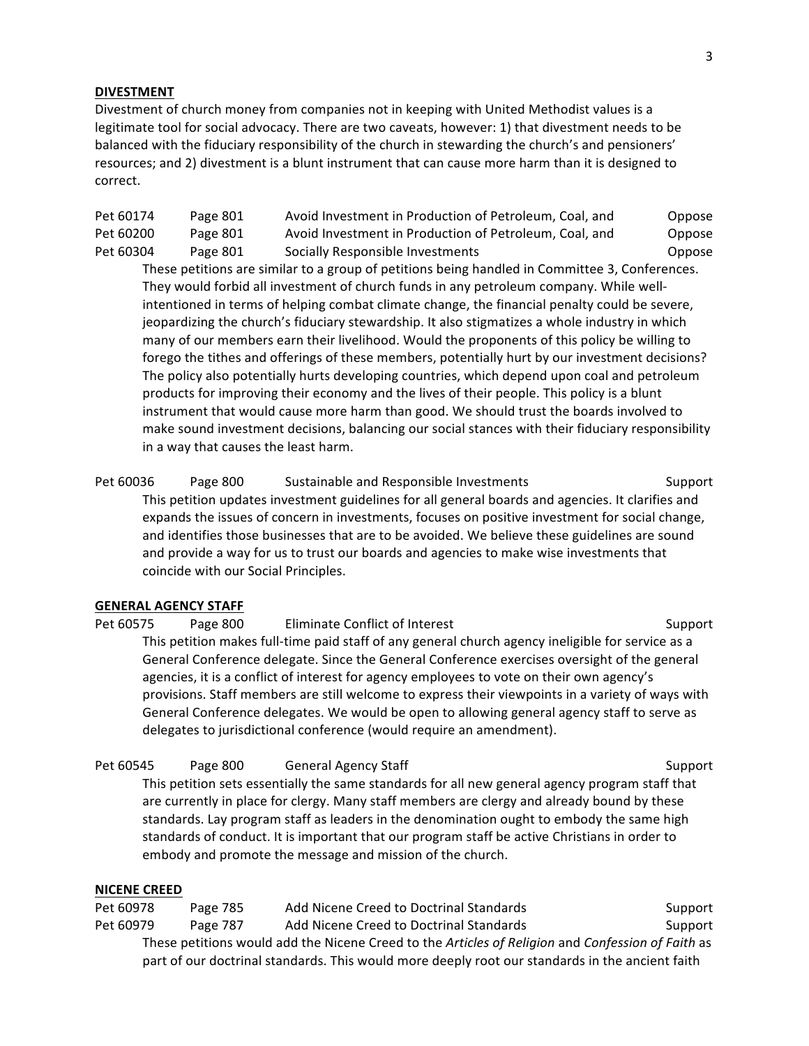**DIVESTMENT**

Divestment of church money from companies not in keeping with United Methodist values is a legitimate tool for social advocacy. There are two caveats, however: 1) that divestment needs to be balanced with the fiduciary responsibility of the church in stewarding the church's and pensioners' resources; and 2) divestment is a blunt instrument that can cause more harm than it is designed to correct.

| | | | |
|---|---|---|---|
| Pet 60174 | Page 801 | Avoid Investment in Production of Petroleum, Coal, and | Oppose |
| Pet 60200 | Page 801 | Avoid Investment in Production of Petroleum, Coal, and | Oppose |
| Pet 60304 | Page 801 | Socially Responsible Investments | Oppose |

These petitions are similar to a group of petitions being handled in Committee 3, Conferences. They would forbid all investment of church funds in any petroleum company. While well-intentioned in terms of helping combat climate change, the financial penalty could be severe, jeopardizing the church's fiduciary stewardship. It also stigmatizes a whole industry in which many of our members earn their livelihood. Would the proponents of this policy be willing to forego the tithes and offerings of these members, potentially hurt by our investment decisions? The policy also potentially hurts developing countries, which depend upon coal and petroleum products for improving their economy and the lives of their people. This policy is a blunt instrument that would cause more harm than good. We should trust the boards involved to make sound investment decisions, balancing our social stances with their fiduciary responsibility in a way that causes the least harm.

| | | | |
|---|---|---|---|
| Pet 60036 | Page 800 | Sustainable and Responsible Investments | Support |

This petition updates investment guidelines for all general boards and agencies. It clarifies and expands the issues of concern in investments, focuses on positive investment for social change, and identifies those businesses that are to be avoided. We believe these guidelines are sound and provide a way for us to trust our boards and agencies to make wise investments that coincide with our Social Principles.

**GENERAL AGENCY STAFF**

| | | | |
|---|---|---|---|
| Pet 60575 | Page 800 | Eliminate Conflict of Interest | Support |

This petition makes full-time paid staff of any general church agency ineligible for service as a General Conference delegate. Since the General Conference exercises oversight of the general agencies, it is a conflict of interest for agency employees to vote on their own agency's provisions. Staff members are still welcome to express their viewpoints in a variety of ways with General Conference delegates. We would be open to allowing general agency staff to serve as delegates to jurisdictional conference (would require an amendment).

| | | | |
|---|---|---|---|
| Pet 60545 | Page 800 | General Agency Staff | Support |

This petition sets essentially the same standards for all new general agency program staff that are currently in place for clergy. Many staff members are clergy and already bound by these standards. Lay program staff as leaders in the denomination ought to embody the same high standards of conduct. It is important that our program staff be active Christians in order to embody and promote the message and mission of the church.

**NICENE CREED**

| | | | |
|---|---|---|---|
| Pet 60978 | Page 785 | Add Nicene Creed to Doctrinal Standards | Support |
| Pet 60979 | Page 787 | Add Nicene Creed to Doctrinal Standards | Support |

These petitions would add the Nicene Creed to the *Articles of Religion* and *Confession of Faith* as part of our doctrinal standards. This would more deeply root our standards in the ancient faith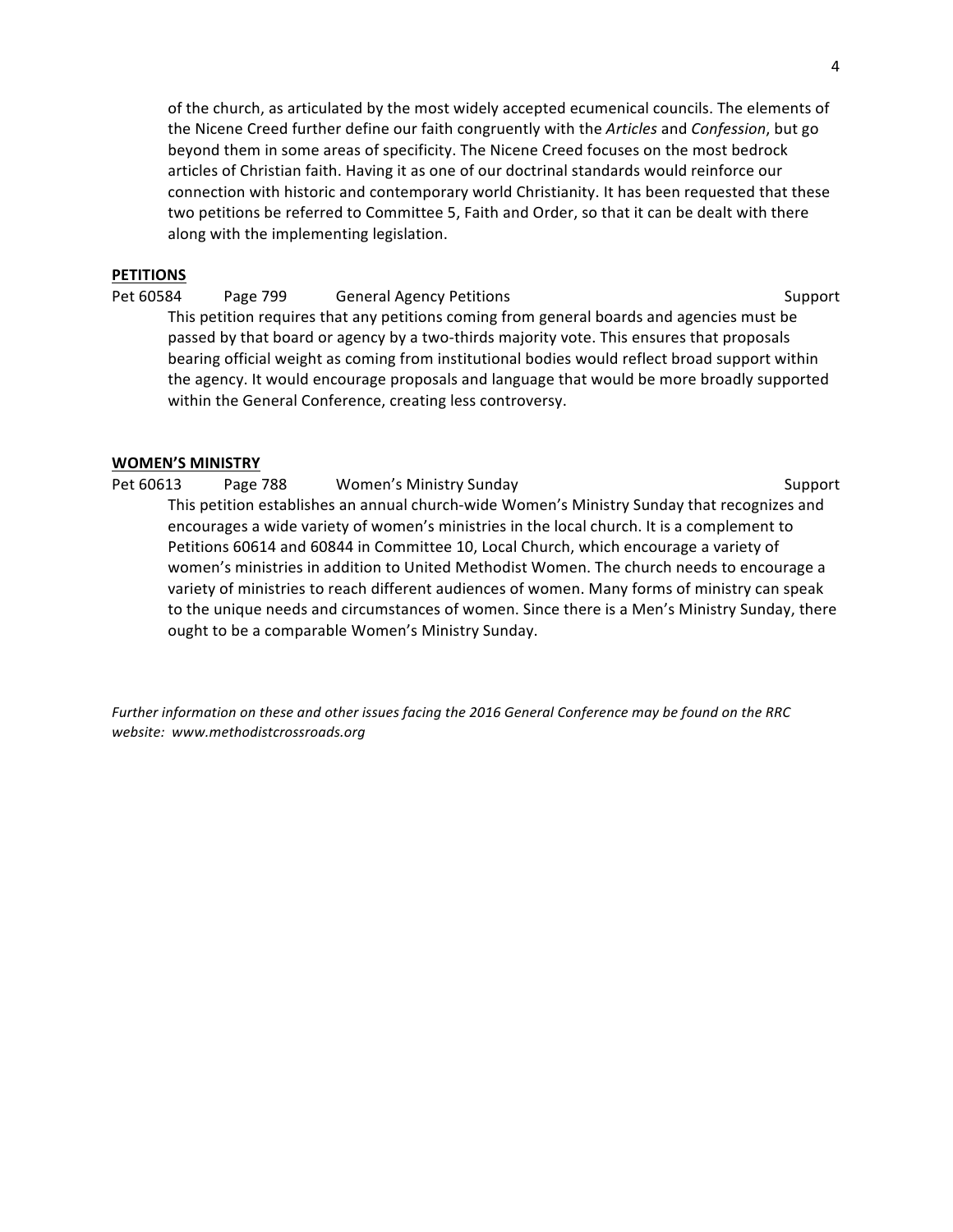of the church, as articulated by the most widely accepted ecumenical councils. The elements of the Nicene Creed further define our faith congruently with the *Articles* and *Confession*, but go beyond them in some areas of specificity. The Nicene Creed focuses on the most bedrock articles of Christian faith. Having it as one of our doctrinal standards would reinforce our connection with historic and contemporary world Christianity. It has been requested that these two petitions be referred to Committee 5, Faith and Order, so that it can be dealt with there along with the implementing legislation.

**PETITIONS**

Pet 60584 Page 799 General Agency Petitions Support

This petition requires that any petitions coming from general boards and agencies must be passed by that board or agency by a two-thirds majority vote. This ensures that proposals bearing official weight as coming from institutional bodies would reflect broad support within the agency. It would encourage proposals and language that would be more broadly supported within the General Conference, creating less controversy.

**WOMEN'S MINISTRY**

Pet 60613 Page 788 Women's Ministry Sunday Support

This petition establishes an annual church-wide Women's Ministry Sunday that recognizes and encourages a wide variety of women's ministries in the local church. It is a complement to Petitions 60614 and 60844 in Committee 10, Local Church, which encourage a variety of women's ministries in addition to United Methodist Women. The church needs to encourage a variety of ministries to reach different audiences of women. Many forms of ministry can speak to the unique needs and circumstances of women. Since there is a Men's Ministry Sunday, there ought to be a comparable Women's Ministry Sunday.

*Further information on these and other issues facing the 2016 General Conference may be found on the RRC website: www.methodistcrossroads.org*